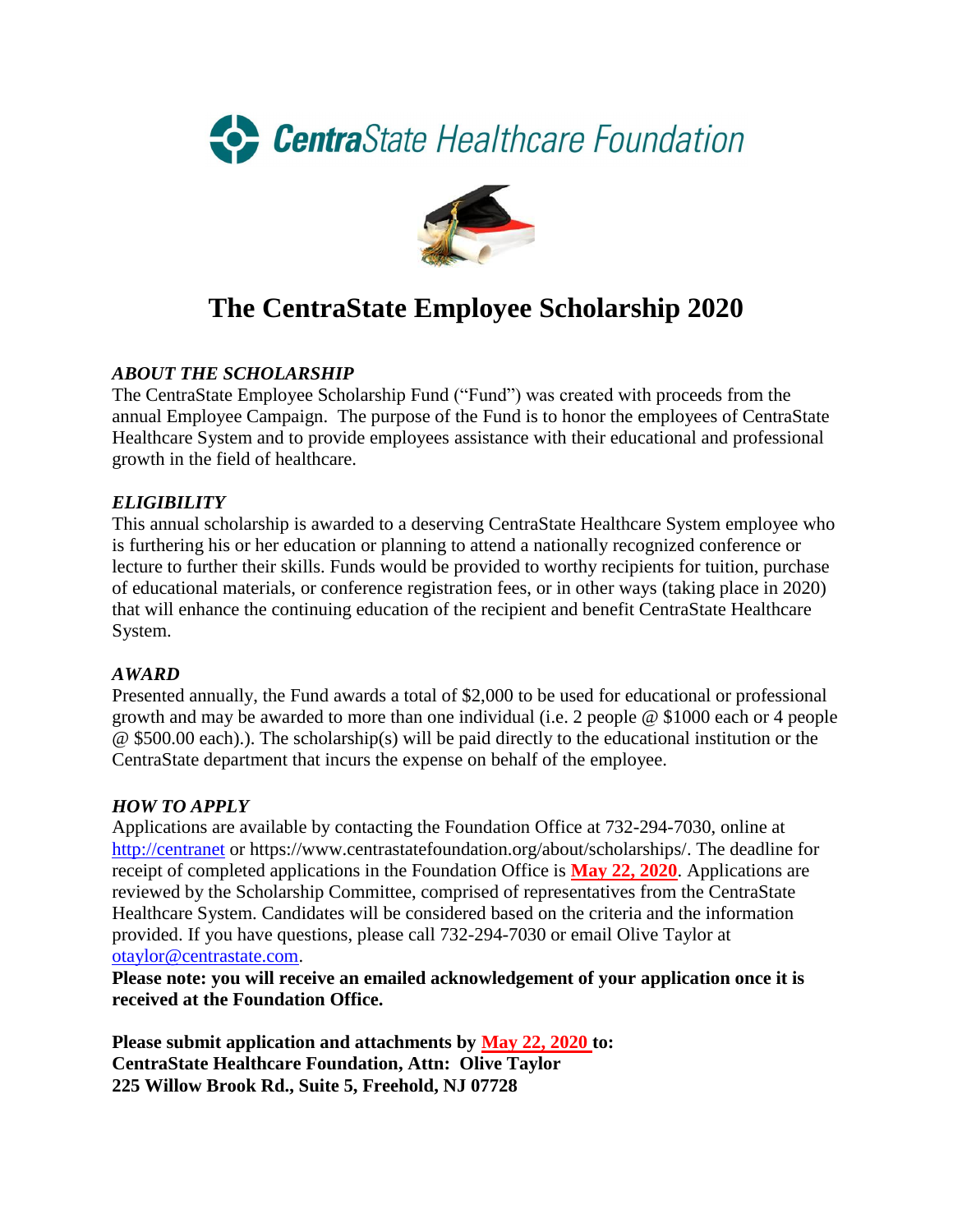CentraState Healthcare Foundation

# The CentraState Employee Scholarship 2020

### *ABOUT THE SCHOLARSHIP*

The CentraState Employee Scholarship Fund ("Fund") was created with proceeds from the annual Employee Campaign. The purpose of the Fund is to honor the employees of CentraState Healthcare System and to provide employees assistance with their educational and professional growth in the field of healthcare.

### *ELIGIBILITY*

This annual scholarship is awarded to a deserving CentraState Healthcare System employee who is furthering his or her education or planning to attend a nationally recognized conference or lecture to further their skills. Funds would be provided to worthy recipients for tuition, purchase of educational materials, or conference registration fees, or in other ways (taking place in 2020) that will enhance the continuing education of the recipient and benefit CentraState Healthcare System.

### *AWARD*

Presented annually, the Fund awards a total of $2,000 to be used for educational or professional growth and may be awarded to more than one individual (i.e. 2 people @ $1000 each or 4 people @ $500.00 each).). The scholarship(s) will be paid directly to the educational institution or the CentraState department that incurs the expense on behalf of the employee.

### *HOW TO APPLY*

Applications are available by contacting the Foundation Office at 732-294-7030, online at http://centranet or https://www.centrastatefoundation.org/about/scholarships/. The deadline for receipt of completed applications in the Foundation Office is **May 22, 2020**. Applications are reviewed by the Scholarship Committee, comprised of representatives from the CentraState Healthcare System. Candidates will be considered based on the criteria and the information provided. If you have questions, please call 732-294-7030 or email Olive Taylor at otaylor@centrastate.com.

**Please note: you will receive an emailed acknowledgement of your application once it is received at the Foundation Office.**

**Please submit application and attachments by May 22, 2020 to:**
**CentraState Healthcare Foundation, Attn: Olive Taylor**
**225 Willow Brook Rd., Suite 5, Freehold, NJ 07728**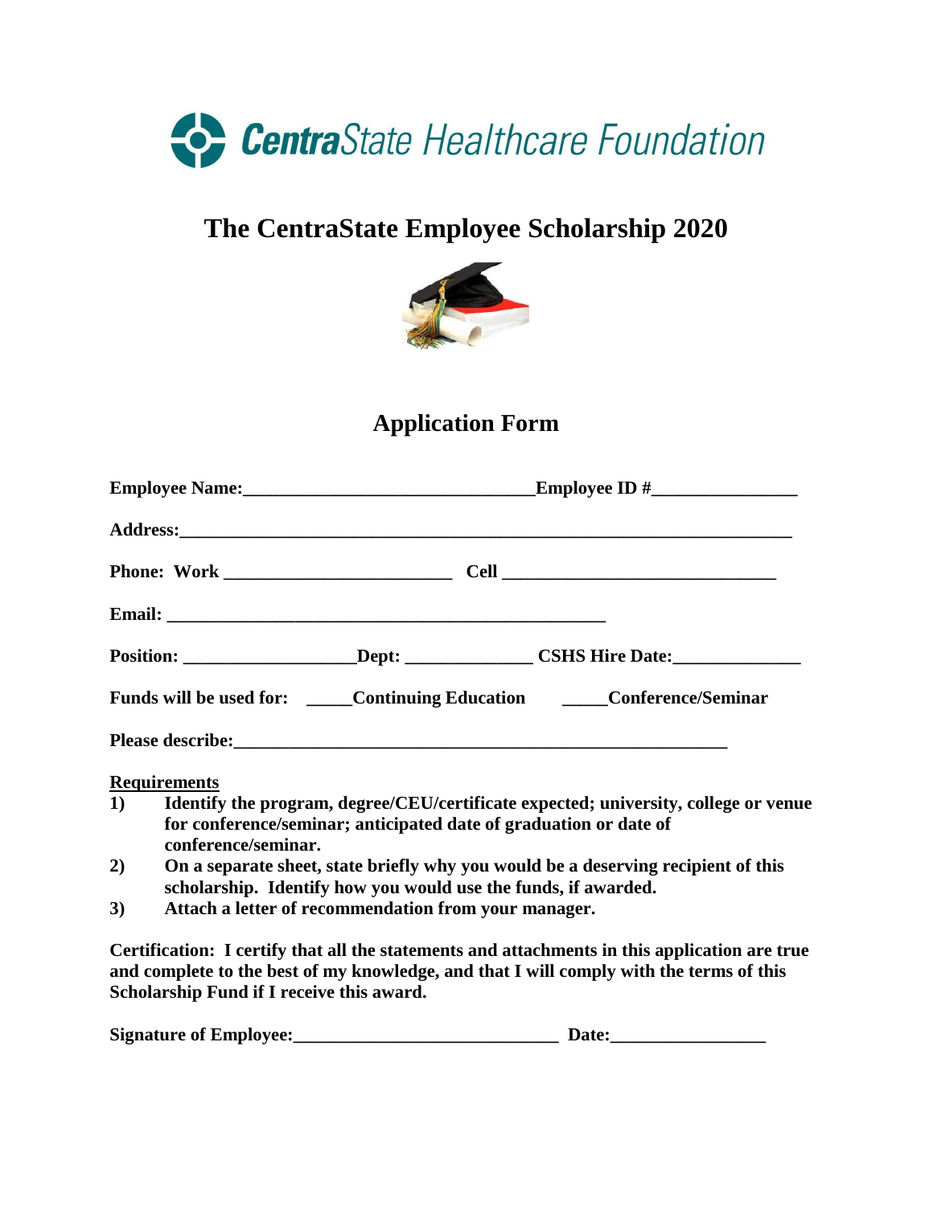CentraState Healthcare Foundation

# The CentraState Employee Scholarship 2020

## Application Form

**Employee Name:________________________________Employee ID #________________**

**Address:______________________________________________________________________**

**Phone: Work _________________________ Cell ______________________________**

**Email: _________________________________________________**

**Position: ___________________Dept: ______________ CSHS Hire Date:______________**

**Funds will be used for: _____Continuing Education _____Conference/Seminar**

**Please describe:___________________________________________________________**

**Requirements**

1) **Identify the program, degree/CEU/certificate expected; university, college or venue for conference/seminar; anticipated date of graduation or date of conference/seminar.**
2) **On a separate sheet, state briefly why you would be a deserving recipient of this scholarship. Identify how you would use the funds, if awarded.**
3) **Attach a letter of recommendation from your manager.**

**Certification: I certify that all the statements and attachments in this application are true and complete to the best of my knowledge, and that I will comply with the terms of this Scholarship Fund if I receive this award.**

**Signature of Employee:_____________________________ Date:_________________**